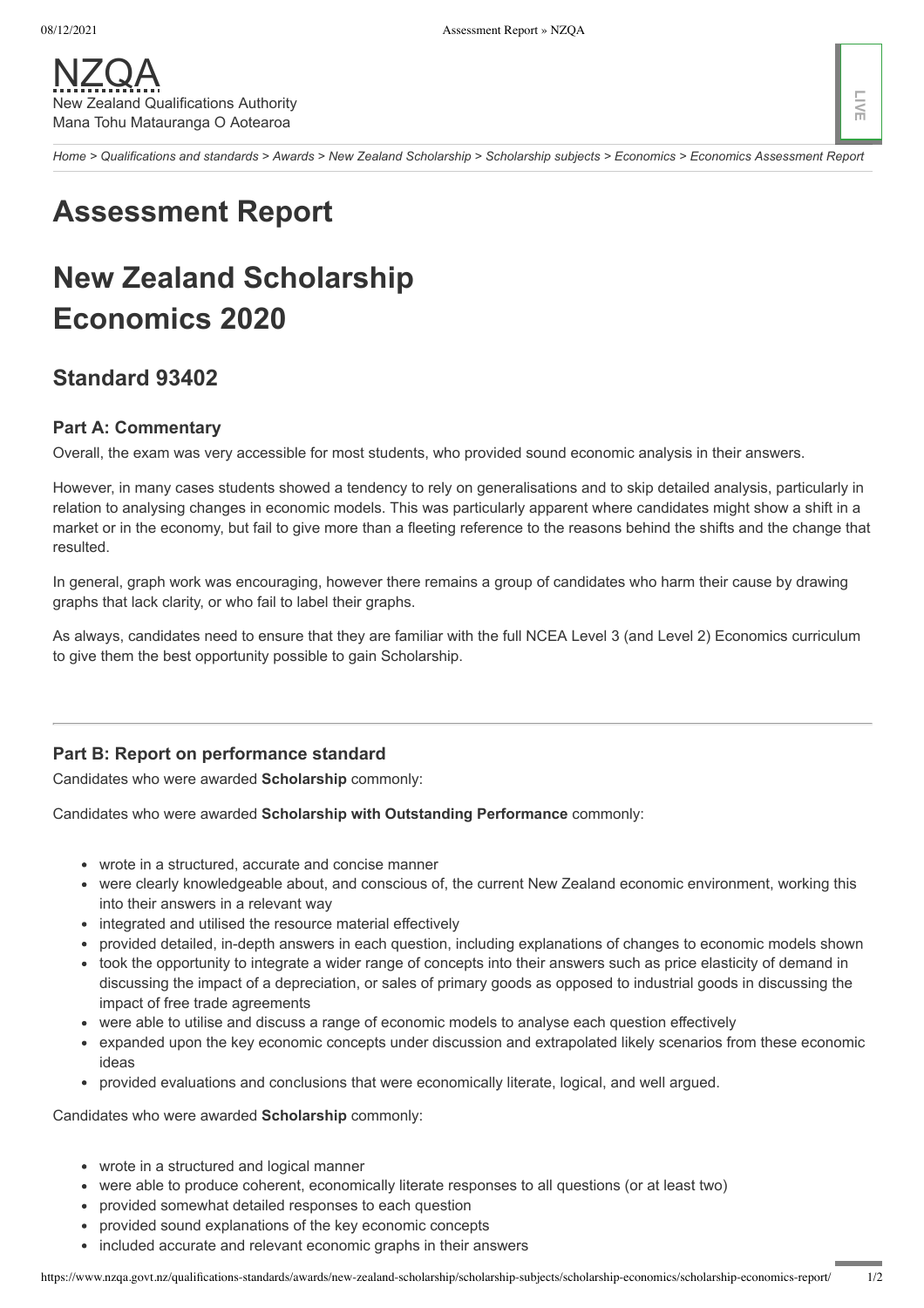NZQA
New Zealand Qualifications Authority
Mana Tohu Matauranga O Aotearoa

*Home > Qualifications and standards > Awards > New Zealand Scholarship > Scholarship subjects > Economics > Economics Assessment Report*

# Assessment Report

# New Zealand Scholarship Economics 2020

## Standard 93402

### Part A: Commentary

Overall, the exam was very accessible for most students, who provided sound economic analysis in their answers.

However, in many cases students showed a tendency to rely on generalisations and to skip detailed analysis, particularly in relation to analysing changes in economic models. This was particularly apparent where candidates might show a shift in a market or in the economy, but fail to give more than a fleeting reference to the reasons behind the shifts and the change that resulted.

In general, graph work was encouraging, however there remains a group of candidates who harm their cause by drawing graphs that lack clarity, or who fail to label their graphs.

As always, candidates need to ensure that they are familiar with the full NCEA Level 3 (and Level 2) Economics curriculum to give them the best opportunity possible to gain Scholarship.

---

### Part B: Report on performance standard

Candidates who were awarded **Scholarship** commonly:

Candidates who were awarded **Scholarship with Outstanding Performance** commonly:

- wrote in a structured, accurate and concise manner
- were clearly knowledgeable about, and conscious of, the current New Zealand economic environment, working this into their answers in a relevant way
- integrated and utilised the resource material effectively
- provided detailed, in-depth answers in each question, including explanations of changes to economic models shown
- took the opportunity to integrate a wider range of concepts into their answers such as price elasticity of demand in discussing the impact of a depreciation, or sales of primary goods as opposed to industrial goods in discussing the impact of free trade agreements
- were able to utilise and discuss a range of economic models to analyse each question effectively
- expanded upon the key economic concepts under discussion and extrapolated likely scenarios from these economic ideas
- provided evaluations and conclusions that were economically literate, logical, and well argued.

Candidates who were awarded **Scholarship** commonly:

- wrote in a structured and logical manner
- were able to produce coherent, economically literate responses to all questions (or at least two)
- provided somewhat detailed responses to each question
- provided sound explanations of the key economic concepts
- included accurate and relevant economic graphs in their answers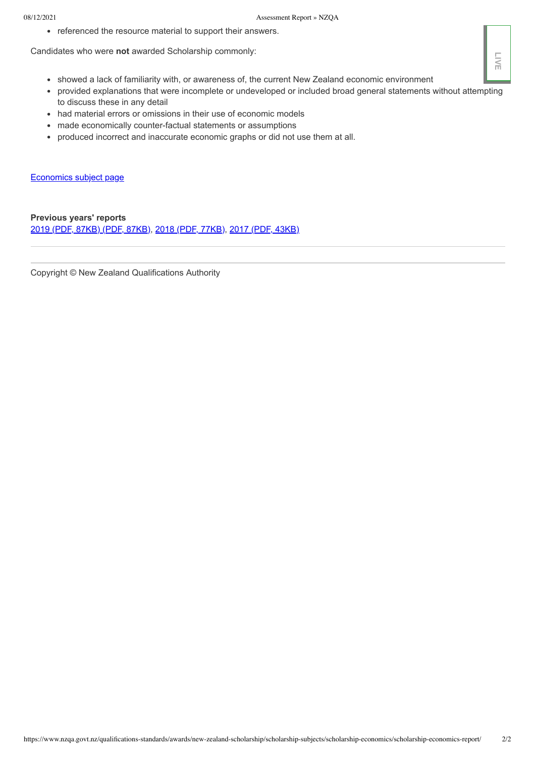- referenced the resource material to support their answers.

Candidates who were **not** awarded Scholarship commonly:

- showed a lack of familiarity with, or awareness of, the current New Zealand economic environment
- provided explanations that were incomplete or undeveloped or included broad general statements without attempting to discuss these in any detail
- had material errors or omissions in their use of economic models
- made economically counter-factual statements or assumptions
- produced incorrect and inaccurate economic graphs or did not use them at all.

Economics subject page

**Previous years' reports**
2019 (PDF, 87KB) (PDF, 87KB), 2018 (PDF, 77KB), 2017 (PDF, 43KB)

---

Copyright © New Zealand Qualifications Authority